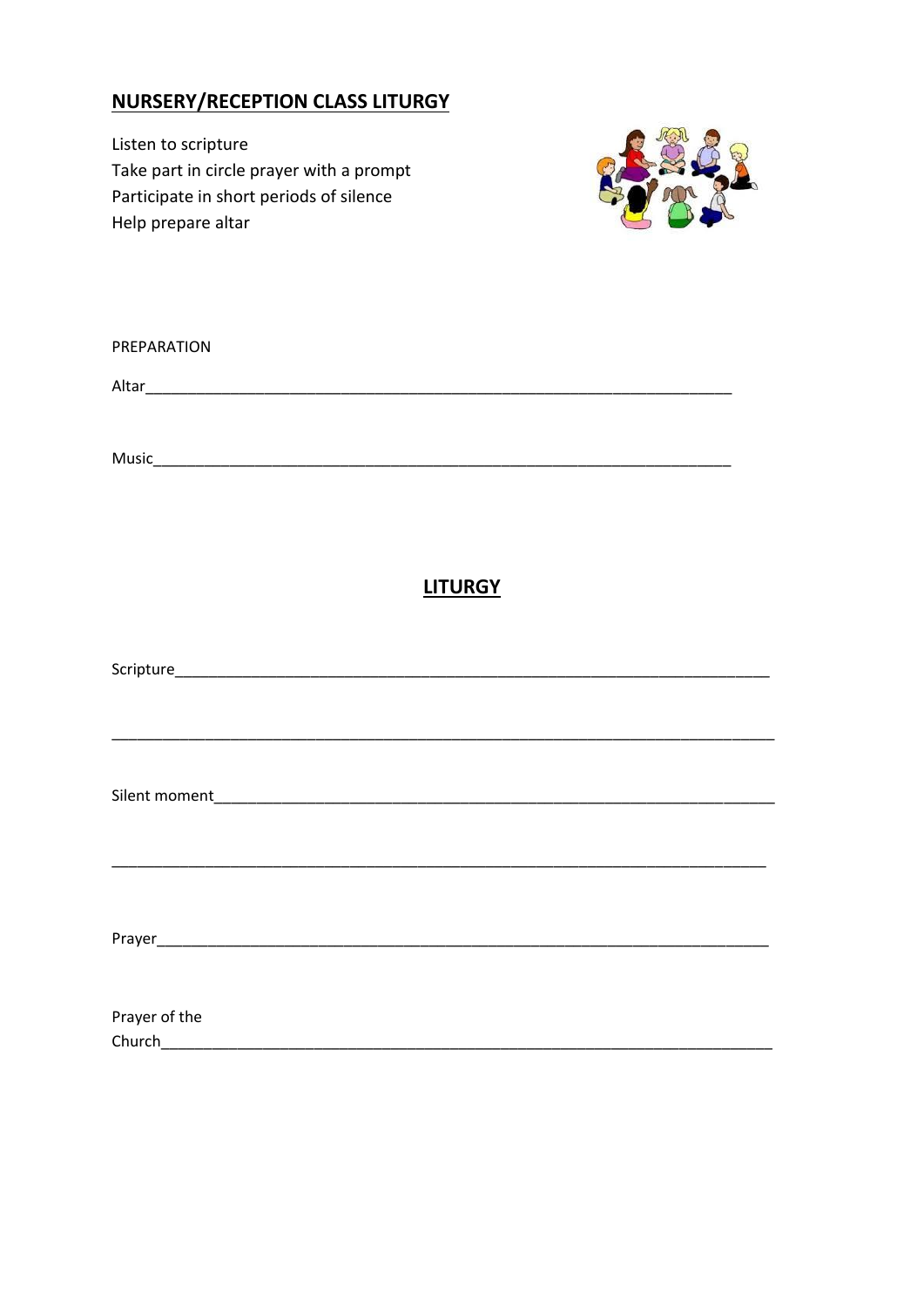## NURSERY/RECEPTION CLASS LITURGY

Listen to scripture
Take part in circle prayer with a prompt
Participate in short periods of silence
Help prepare altar

PREPARATION

Altar_______________________________________________________________________

Music_______________________________________________________________________

## LITURGY

Scripture_____________________________________________________________________

_____________________________________________________________________________

Silent moment_________________________________________________________________

_____________________________________________________________________________

Prayer_______________________________________________________________________

Prayer of the Church_________________________________________________________________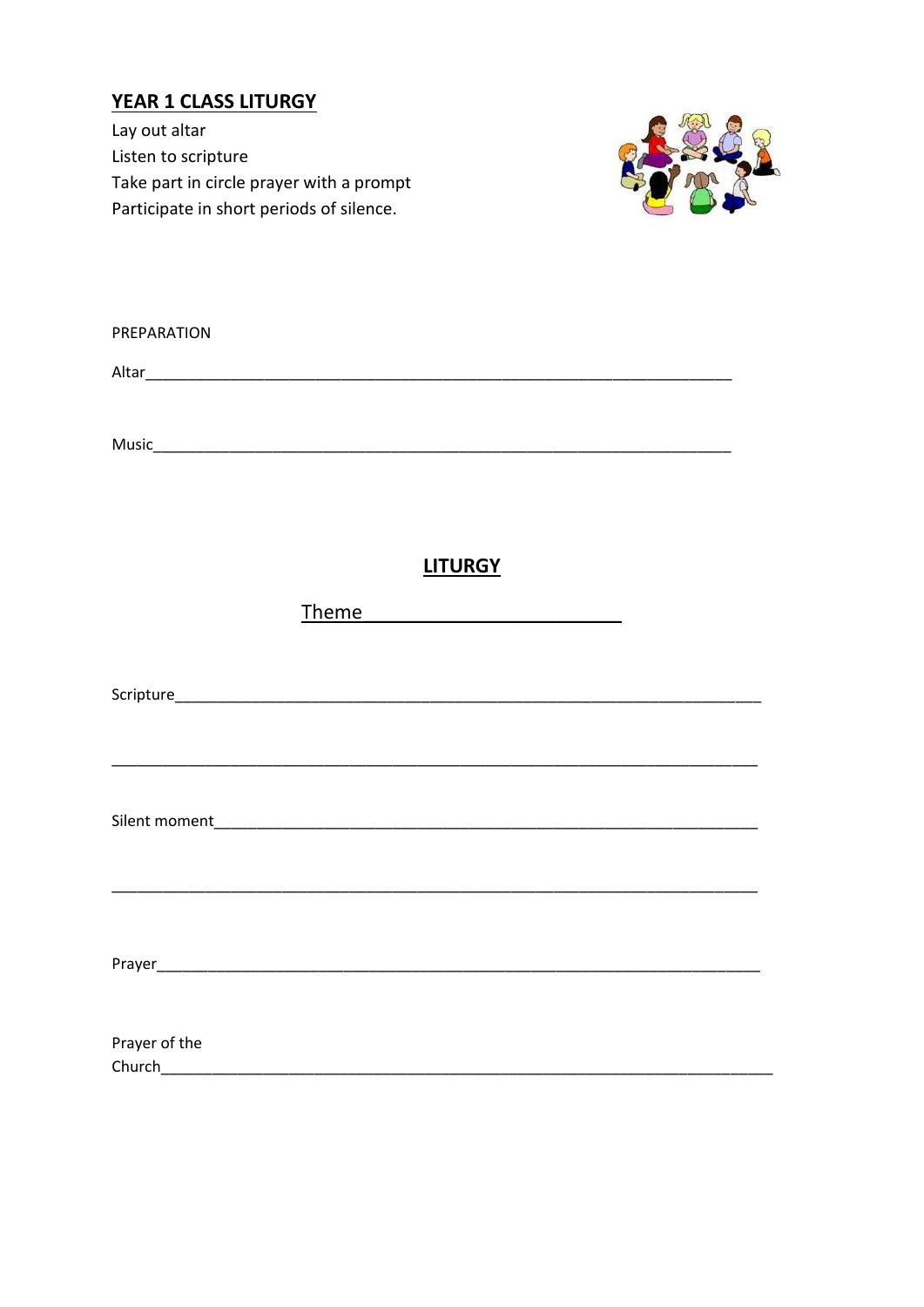## YEAR 1 CLASS LITURGY

Lay out altar
Listen to scripture
Take part in circle prayer with a prompt
Participate in short periods of silence.

PREPARATION

Altar_______________________________________________________________________

Music_______________________________________________________________________

## LITURGY

Theme_________________________

Scripture_______________________________________________________________________

_______________________________________________________________________

Silent moment_______________________________________________________________________

_______________________________________________________________________

Prayer_______________________________________________________________________

Prayer of the Church_______________________________________________________________________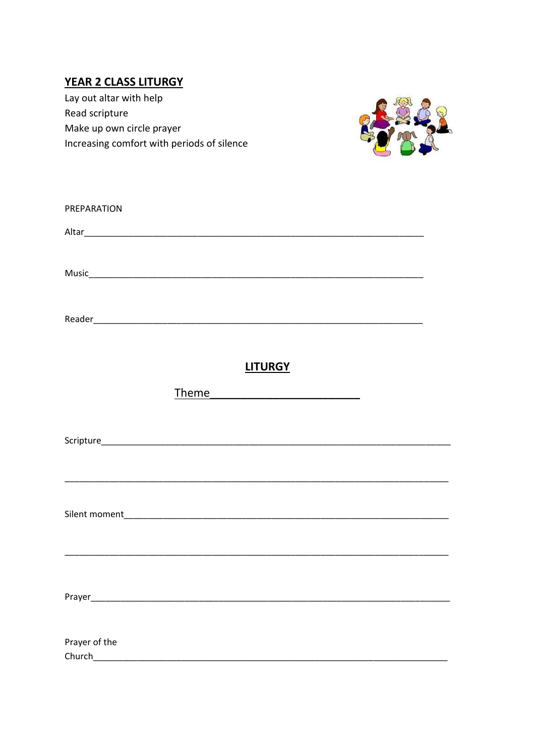## YEAR 2 CLASS LITURGY

Lay out altar with help
Read scripture
Make up own circle prayer
Increasing comfort with periods of silence

PREPARATION

Altar_______________________________________________________________________

Music_______________________________________________________________________

Reader______________________________________________________________________

## LITURGY

Theme________________________

Scripture____________________________________________________________________

_____________________________________________________________________________

Silent moment________________________________________________________________

_____________________________________________________________________________

Prayer_______________________________________________________________________

Prayer of the Church_________________________________________________________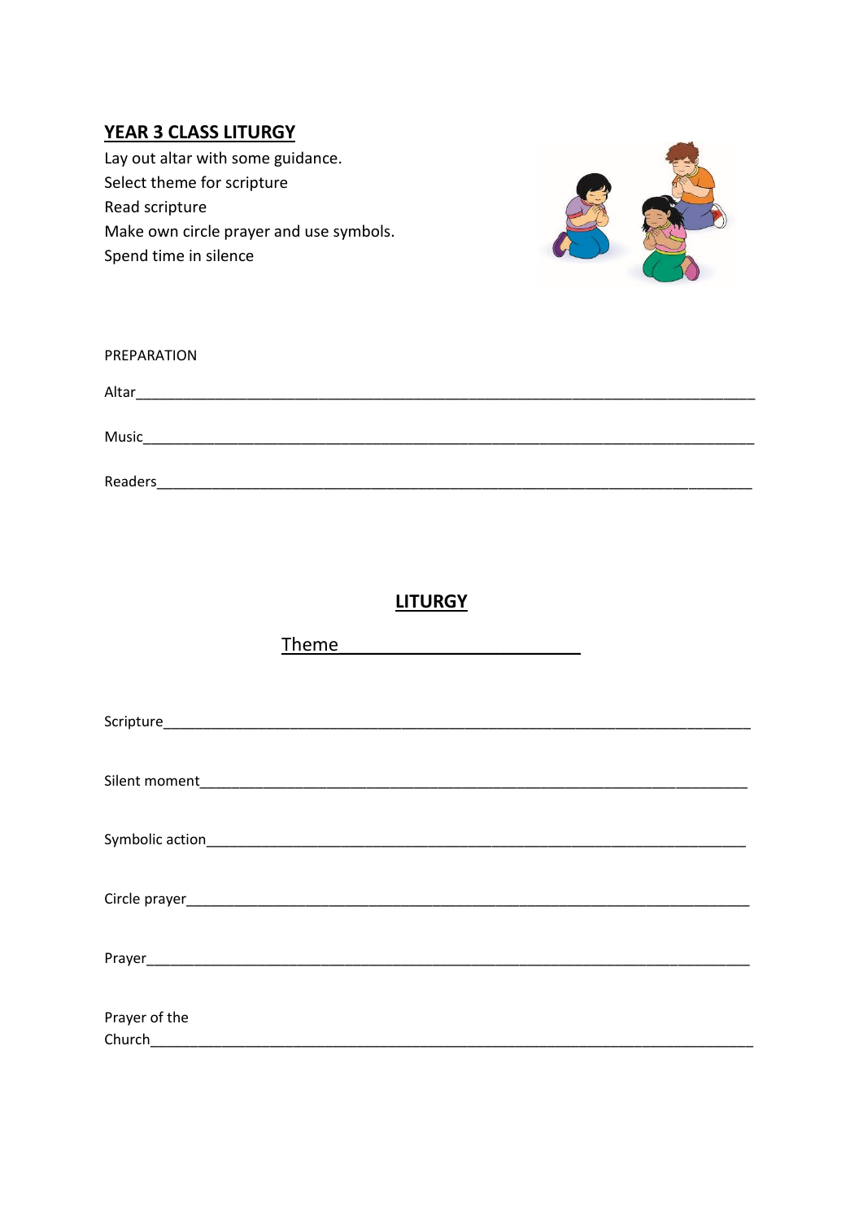## YEAR 3 CLASS LITURGY

Lay out altar with some guidance.
Select theme for scripture
Read scripture
Make own circle prayer and use symbols.
Spend time in silence

PREPARATION

Altar___________________________________________________________________________

Music__________________________________________________________________________

Readers________________________________________________________________________

## LITURGY

Theme___________________________

Scripture_______________________________________________________________________

Silent moment___________________________________________________________________

Symbolic action__________________________________________________________________

Circle prayer____________________________________________________________________

Prayer__________________________________________________________________________

Prayer of the Church_____________________________________________________________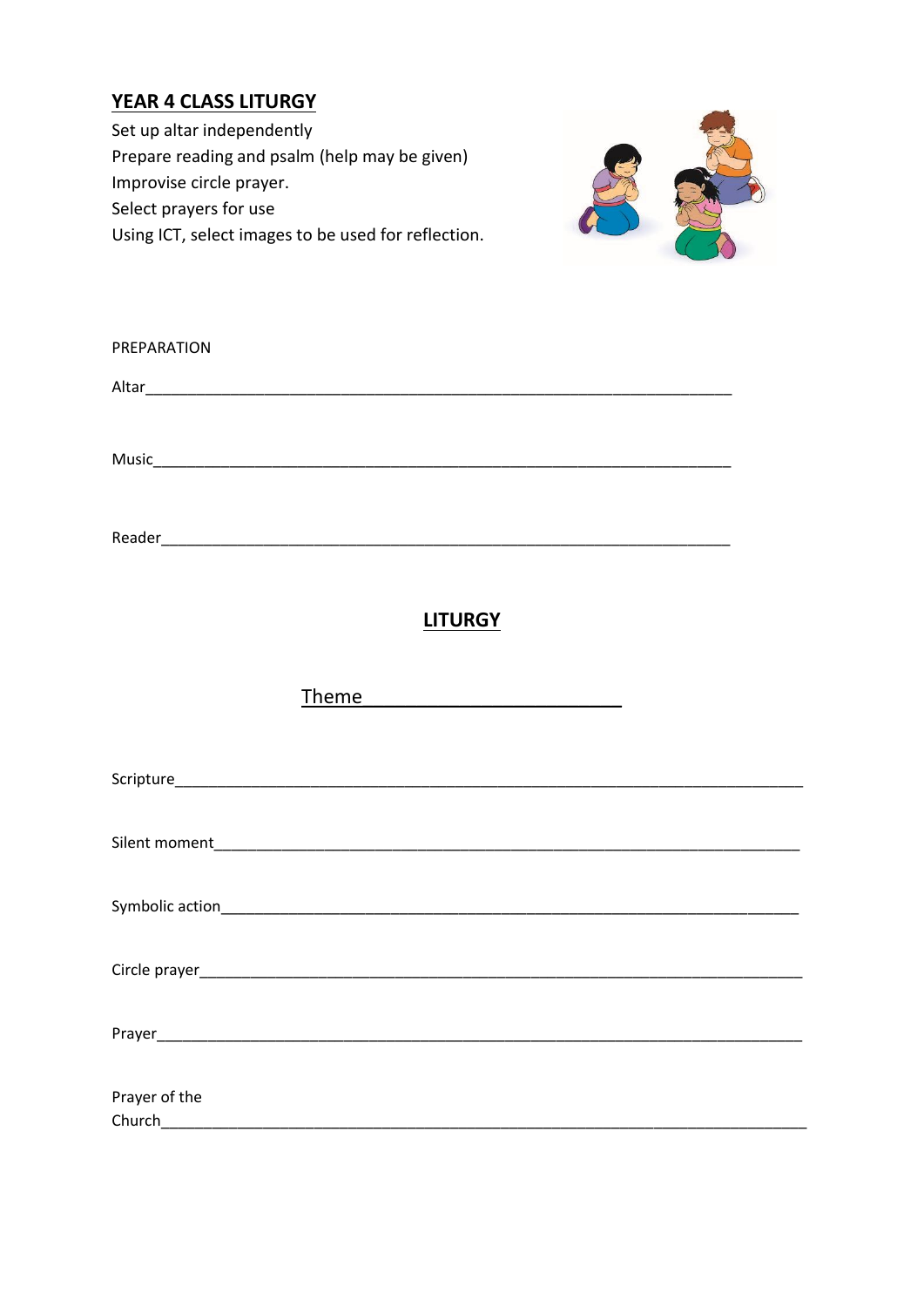## YEAR 4 CLASS LITURGY

Set up altar independently
Prepare reading and psalm (help may be given)
Improvise circle prayer.
Select prayers for use
Using ICT, select images to be used for reflection.

PREPARATION

Altar_______________________________________________________________

Music_______________________________________________________________

Reader______________________________________________________________

## LITURGY

Theme ________________________

Scripture_____________________________________________________________

Silent moment_________________________________________________________

Symbolic action________________________________________________________

Circle prayer__________________________________________________________

Prayer_______________________________________________________________

Prayer of the Church_____________________________________________________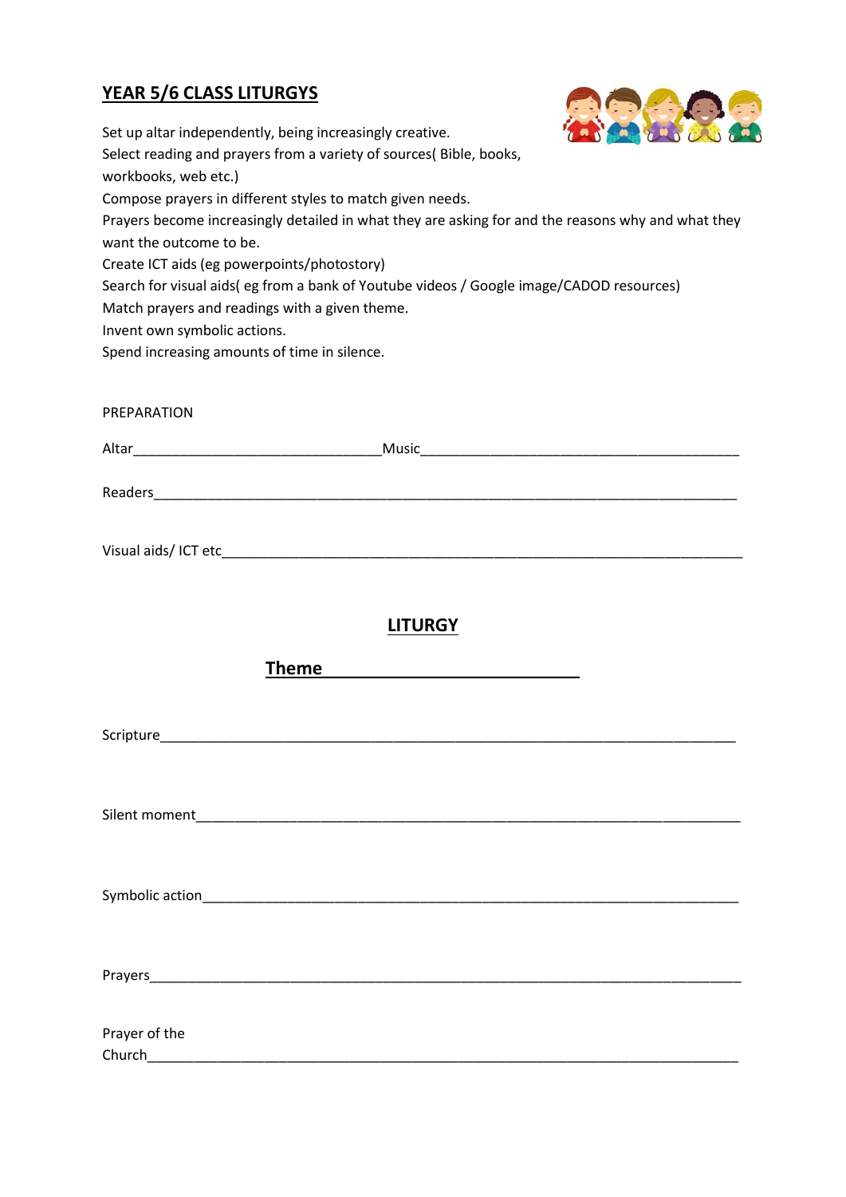## YEAR 5/6 CLASS LITURGYS

Set up altar independently, being increasingly creative.
Select reading and prayers from a variety of sources( Bible, books, workbooks, web etc.)
Compose prayers in different styles to match given needs.
Prayers become increasingly detailed in what they are asking for and the reasons why and what they want the outcome to be.
Create ICT aids (eg powerpoints/photostory)
Search for visual aids( eg from a bank of Youtube videos / Google image/CADOD resources)
Match prayers and readings with a given theme.
Invent own symbolic actions.
Spend increasing amounts of time in silence.

PREPARATION

Altar________________________________Music__________________________________________

Readers_____________________________________________________________________________

Visual aids/ ICT etc____________________________________________________________________

## LITURGY

**Theme** ______________________________

Scripture____________________________________________________________________________

Silent moment________________________________________________________________________

Symbolic action_______________________________________________________________________

Prayers______________________________________________________________________________

Prayer of the Church_______________________________________________________________________